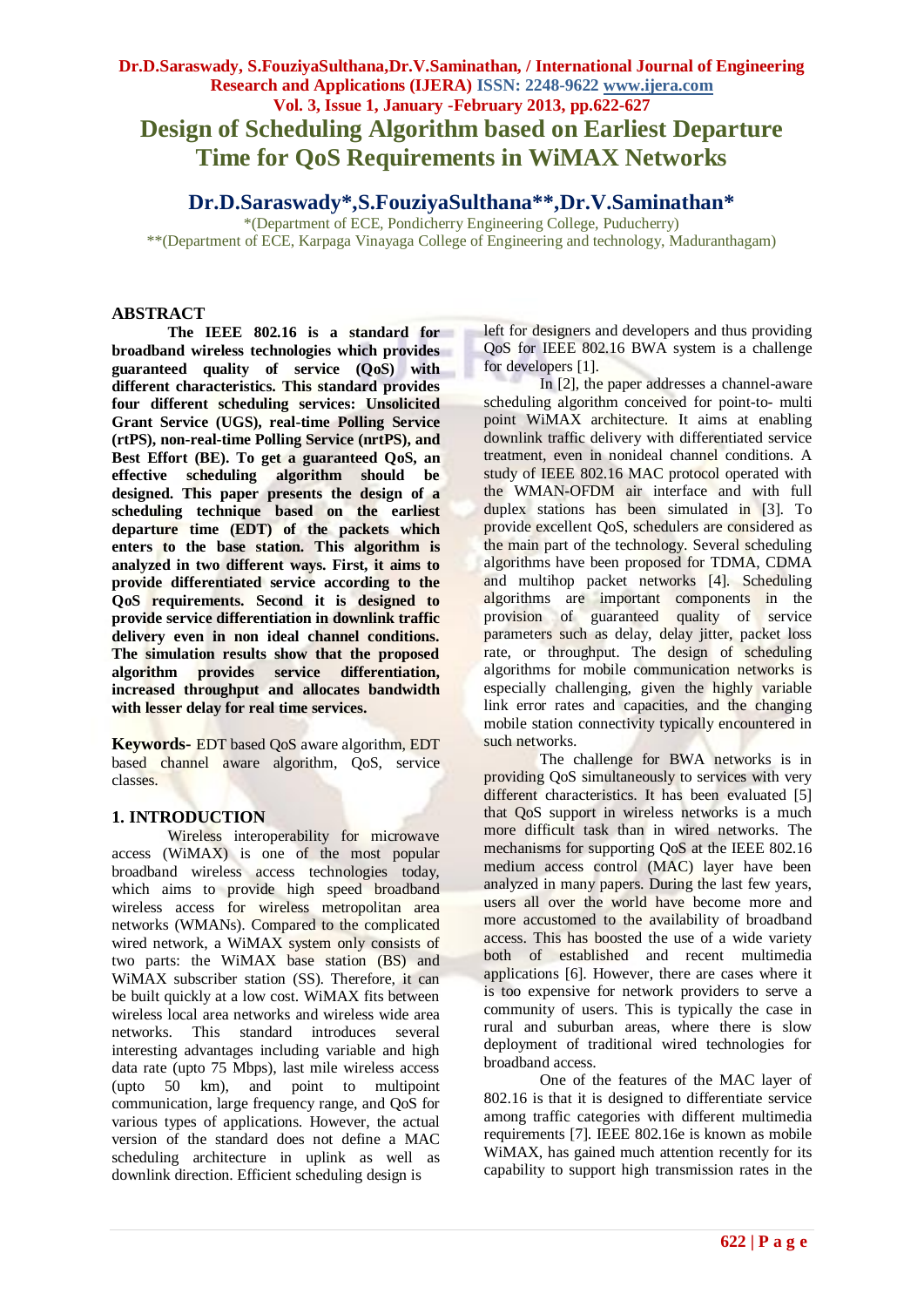# Design of Scheduling Algorithm based on Earliest Departure Time for QoS Requirements in WiMAX Networks

**Dr.D.Saraswady*,S.FouziyaSulthana**,Dr.V.Saminathan***

*(Department of ECE, Pondicherry Engineering College, Puducherry)

**(Department of ECE, Karpaga Vinayaga College of Engineering and technology, Maduranthagam)

## ABSTRACT

**The IEEE 802.16 is a standard for broadband wireless technologies which provides guaranteed quality of service (QoS) with different characteristics. This standard provides four different scheduling services: Unsolicited Grant Service (UGS), real-time Polling Service (rtPS), non-real-time Polling Service (nrtPS), and Best Effort (BE). To get a guaranteed QoS, an effective scheduling algorithm should be designed. This paper presents the design of a scheduling technique based on the earliest departure time (EDT) of the packets which enters to the base station. This algorithm is analyzed in two different ways. First, it aims to provide differentiated service according to the QoS requirements. Second it is designed to provide service differentiation in downlink traffic delivery even in non ideal channel conditions. The simulation results show that the proposed algorithm provides service differentiation, increased throughput and allocates bandwidth with lesser delay for real time services.**

**Keywords-** EDT based QoS aware algorithm, EDT based channel aware algorithm, QoS, service classes.

## 1. INTRODUCTION

Wireless interoperability for microwave access (WiMAX) is one of the most popular broadband wireless access technologies today, which aims to provide high speed broadband wireless access for wireless metropolitan area networks (WMANs). Compared to the complicated wired network, a WiMAX system only consists of two parts: the WiMAX base station (BS) and WiMAX subscriber station (SS). Therefore, it can be built quickly at a low cost. WiMAX fits between wireless local area networks and wireless wide area networks. This standard introduces several interesting advantages including variable and high data rate (upto 75 Mbps), last mile wireless access (upto 50 km), and point to multipoint communication, large frequency range, and QoS for various types of applications. However, the actual version of the standard does not define a MAC scheduling architecture in uplink as well as downlink direction. Efficient scheduling design is left for designers and developers and thus providing QoS for IEEE 802.16 BWA system is a challenge for developers [1].

In [2], the paper addresses a channel-aware scheduling algorithm conceived for point-to- multi point WiMAX architecture. It aims at enabling downlink traffic delivery with differentiated service treatment, even in nonideal channel conditions. A study of IEEE 802.16 MAC protocol operated with the WMAN-OFDM air interface and with full duplex stations has been simulated in [3]. To provide excellent QoS, schedulers are considered as the main part of the technology. Several scheduling algorithms have been proposed for TDMA, CDMA and multihop packet networks [4]. Scheduling algorithms are important components in the provision of guaranteed quality of service parameters such as delay, delay jitter, packet loss rate, or throughput. The design of scheduling algorithms for mobile communication networks is especially challenging, given the highly variable link error rates and capacities, and the changing mobile station connectivity typically encountered in such networks.

The challenge for BWA networks is in providing QoS simultaneously to services with very different characteristics. It has been evaluated [5] that QoS support in wireless networks is a much more difficult task than in wired networks. The mechanisms for supporting QoS at the IEEE 802.16 medium access control (MAC) layer have been analyzed in many papers. During the last few years, users all over the world have become more and more accustomed to the availability of broadband access. This has boosted the use of a wide variety both of established and recent multimedia applications [6]. However, there are cases where it is too expensive for network providers to serve a community of users. This is typically the case in rural and suburban areas, where there is slow deployment of traditional wired technologies for broadband access.

One of the features of the MAC layer of 802.16 is that it is designed to differentiate service among traffic categories with different multimedia requirements [7]. IEEE 802.16e is known as mobile WiMAX, has gained much attention recently for its capability to support high transmission rates in the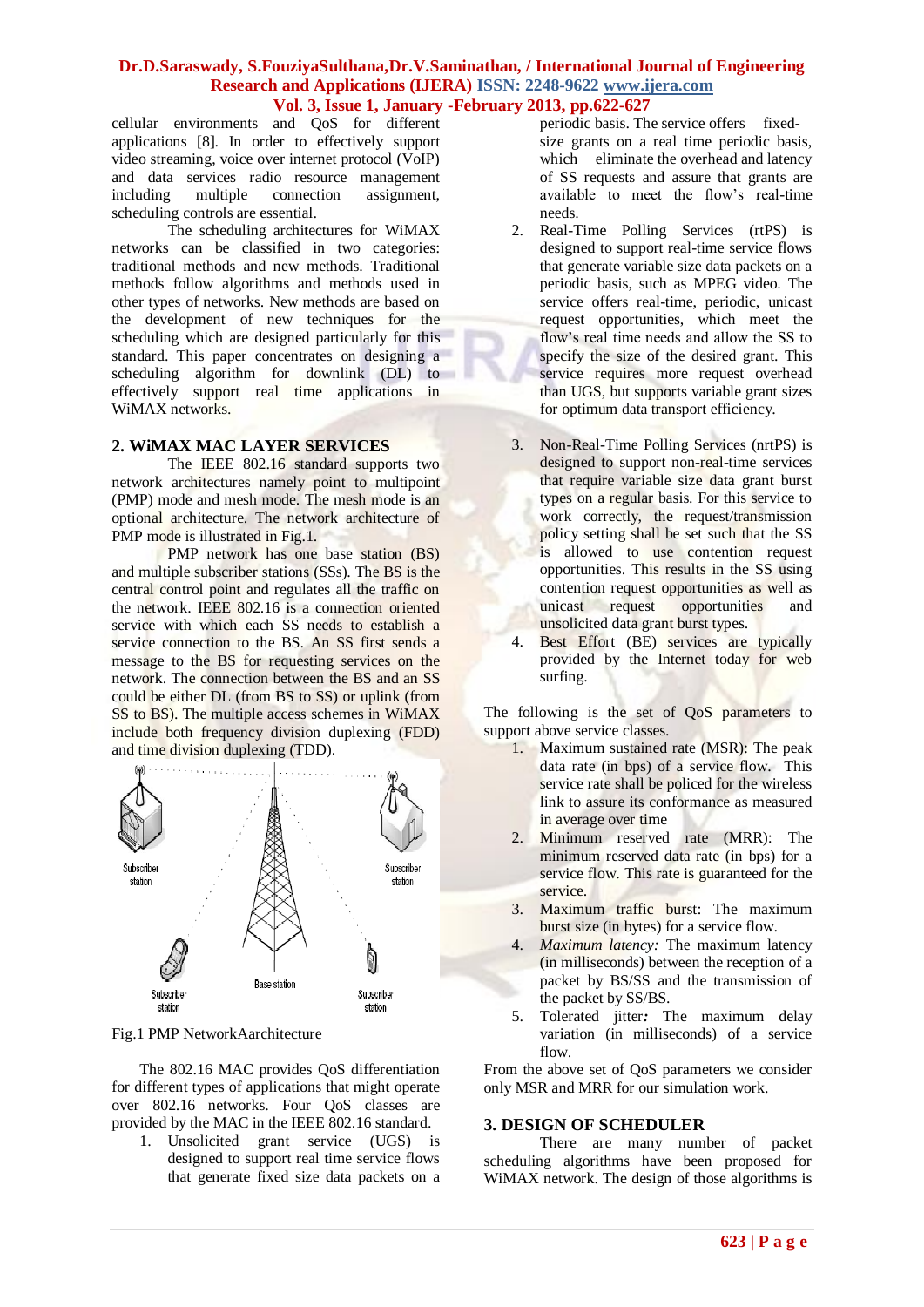cellular environments and QoS for different applications [8]. In order to effectively support video streaming, voice over internet protocol (VoIP) and data services radio resource management including multiple connection assignment, scheduling controls are essential.

The scheduling architectures for WiMAX networks can be classified in two categories: traditional methods and new methods. Traditional methods follow algorithms and methods used in other types of networks. New methods are based on the development of new techniques for the scheduling which are designed particularly for this standard. This paper concentrates on designing a scheduling algorithm for downlink (DL) to effectively support real time applications in WiMAX networks.

## 2. WiMAX MAC LAYER SERVICES

The IEEE 802.16 standard supports two network architectures namely point to multipoint (PMP) mode and mesh mode. The mesh mode is an optional architecture. The network architecture of PMP mode is illustrated in Fig.1.

PMP network has one base station (BS) and multiple subscriber stations (SSs). The BS is the central control point and regulates all the traffic on the network. IEEE 802.16 is a connection oriented service with which each SS needs to establish a service connection to the BS. An SS first sends a message to the BS for requesting services on the network. The connection between the BS and an SS could be either DL (from BS to SS) or uplink (from SS to BS). The multiple access schemes in WiMAX include both frequency division duplexing (FDD) and time division duplexing (TDD).

Fig.1 PMP NetworkAarchitecture

The 802.16 MAC provides QoS differentiation for different types of applications that might operate over 802.16 networks. Four QoS classes are provided by the MAC in the IEEE 802.16 standard.

1. Unsolicited grant service (UGS) is designed to support real time service flows that generate fixed size data packets on a periodic basis. The service offers fixed-size grants on a real time periodic basis, which eliminate the overhead and latency of SS requests and assure that grants are available to meet the flow's real-time needs.
2. Real-Time Polling Services (rtPS) is designed to support real-time service flows that generate variable size data packets on a periodic basis, such as MPEG video. The service offers real-time, periodic, unicast request opportunities, which meet the flow's real time needs and allow the SS to specify the size of the desired grant. This service requires more request overhead than UGS, but supports variable grant sizes for optimum data transport efficiency.
3. Non-Real-Time Polling Services (nrtPS) is designed to support non-real-time services that require variable size data grant burst types on a regular basis. For this service to work correctly, the request/transmission policy setting shall be set such that the SS is allowed to use contention request opportunities. This results in the SS using contention request opportunities as well as unicast request opportunities and unsolicited data grant burst types.
4. Best Effort (BE) services are typically provided by the Internet today for web surfing.

The following is the set of QoS parameters to support above service classes.

1. Maximum sustained rate (MSR): The peak data rate (in bps) of a service flow. This service rate shall be policed for the wireless link to assure its conformance as measured in average over time
2. Minimum reserved rate (MRR): The minimum reserved data rate (in bps) for a service flow. This rate is guaranteed for the service.
3. Maximum traffic burst: The maximum burst size (in bytes) for a service flow.
4. *Maximum latency:* The maximum latency (in milliseconds) between the reception of a packet by BS/SS and the transmission of the packet by SS/BS.
5. Tolerated jitter*:* The maximum delay variation (in milliseconds) of a service flow.

From the above set of QoS parameters we consider only MSR and MRR for our simulation work.

## 3. DESIGN OF SCHEDULER

There are many number of packet scheduling algorithms have been proposed for WiMAX network. The design of those algorithms is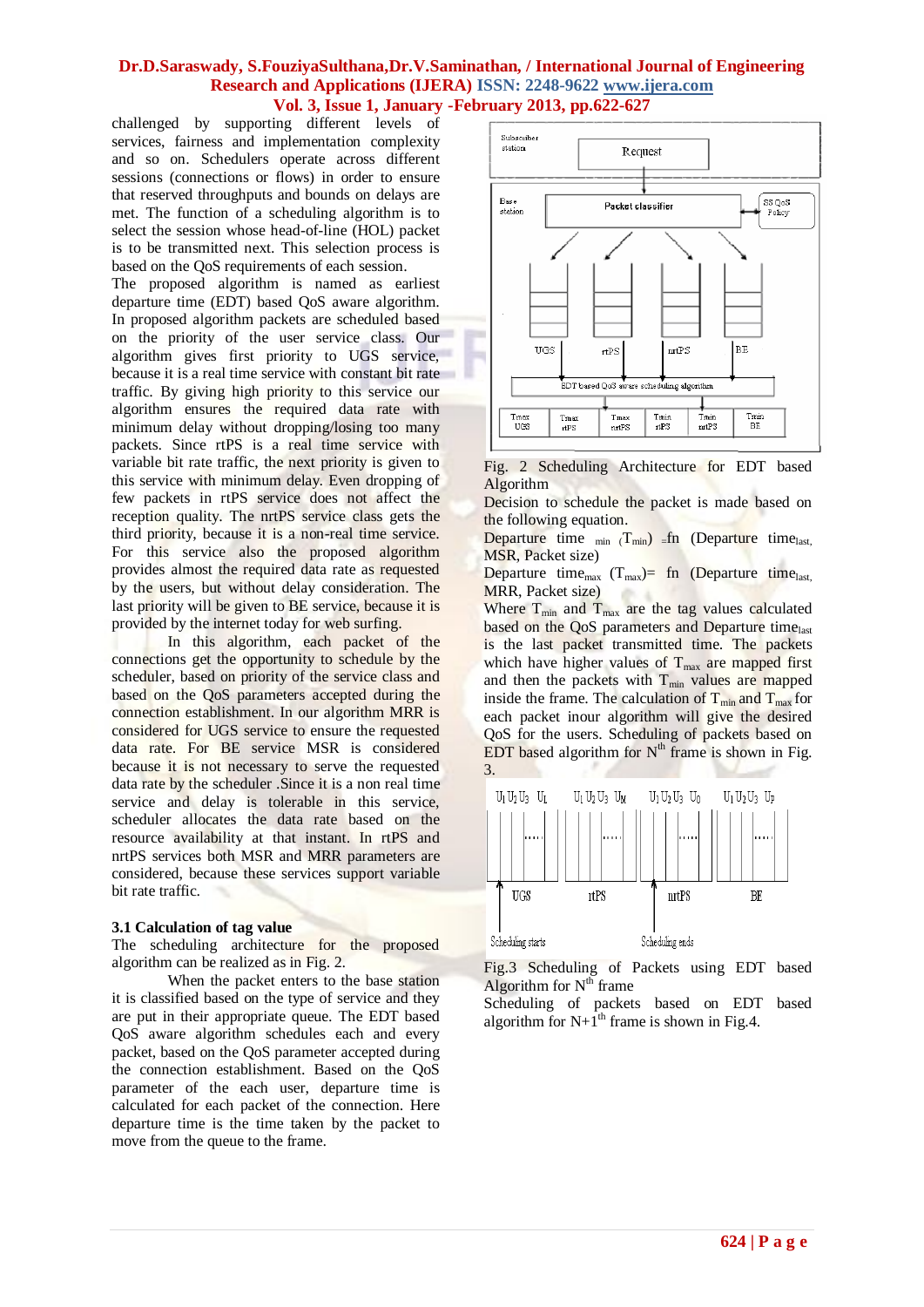challenged by supporting different levels of services, fairness and implementation complexity and so on. Schedulers operate across different sessions (connections or flows) in order to ensure that reserved throughputs and bounds on delays are met. The function of a scheduling algorithm is to select the session whose head-of-line (HOL) packet is to be transmitted next. This selection process is based on the QoS requirements of each session.

The proposed algorithm is named as earliest departure time (EDT) based QoS aware algorithm. In proposed algorithm packets are scheduled based on the priority of the user service class. Our algorithm gives first priority to UGS service, because it is a real time service with constant bit rate traffic. By giving high priority to this service our algorithm ensures the required data rate with minimum delay without dropping/losing too many packets. Since rtPS is a real time service with variable bit rate traffic, the next priority is given to this service with minimum delay. Even dropping of few packets in rtPS service does not affect the reception quality. The nrtPS service class gets the third priority, because it is a non-real time service. For this service also the proposed algorithm provides almost the required data rate as requested by the users, but without delay consideration. The last priority will be given to BE service, because it is provided by the internet today for web surfing.

In this algorithm, each packet of the connections get the opportunity to schedule by the scheduler, based on priority of the service class and based on the QoS parameters accepted during the connection establishment. In our algorithm MRR is considered for UGS service to ensure the requested data rate. For BE service MSR is considered because it is not necessary to serve the requested data rate by the scheduler .Since it is a non real time service and delay is tolerable in this service, scheduler allocates the data rate based on the resource availability at that instant. In rtPS and nrtPS services both MSR and MRR parameters are considered, because these services support variable bit rate traffic.

### 3.1 Calculation of tag value

The scheduling architecture for the proposed algorithm can be realized as in Fig. 2.

When the packet enters to the base station it is classified based on the type of service and they are put in their appropriate queue. The EDT based QoS aware algorithm schedules each and every packet, based on the QoS parameter accepted during the connection establishment. Based on the QoS parameter of the each user, departure time is calculated for each packet of the connection. Here departure time is the time taken by the packet to move from the queue to the frame.

Fig. 2 Scheduling Architecture for EDT based Algorithm

Decision to schedule the packet is made based on the following equation.

Departure time $_{min}$ ($T_{min}$) =fn (Departure time$_{last}$, MSR, Packet size)

Departure time$_{max}$ ($T_{max}$)= fn (Departure time$_{last}$, MRR, Packet size)

Where $T_{min}$ and $T_{max}$ are the tag values calculated based on the QoS parameters and Departure time$_{last}$ is the last packet transmitted time. The packets which have higher values of $T_{max}$ are mapped first and then the packets with $T_{min}$ values are mapped inside the frame. The calculation of $T_{min}$ and $T_{max}$ for each packet inour algorithm will give the desired QoS for the users. Scheduling of packets based on EDT based algorithm for N$^{th}$ frame is shown in Fig. 3.

Fig.3 Scheduling of Packets using EDT based Algorithm for N$^{th}$ frame

Scheduling of packets based on EDT based algorithm for N+1$^{th}$ frame is shown in Fig.4.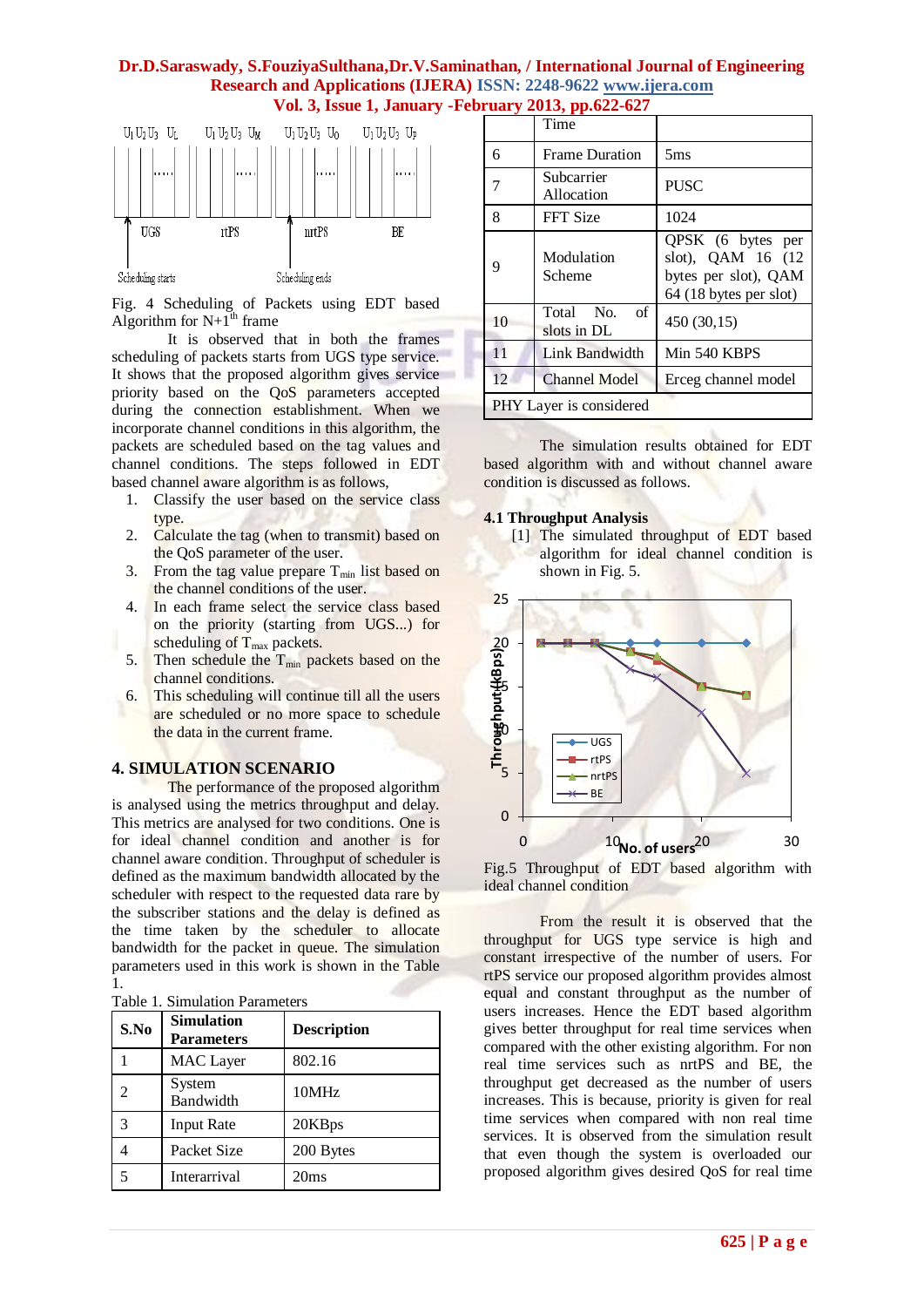Fig. 4 Scheduling of Packets using EDT based Algorithm for N+1[th] frame

It is observed that in both the frames scheduling of packets starts from UGS type service. It shows that the proposed algorithm gives service priority based on the QoS parameters accepted during the connection establishment. When we incorporate channel conditions in this algorithm, the packets are scheduled based on the tag values and channel conditions. The steps followed in EDT based channel aware algorithm is as follows,

1. Classify the user based on the service class type.
2. Calculate the tag (when to transmit) based on the QoS parameter of the user.
3. From the tag value prepare $T_{min}$ list based on the channel conditions of the user.
4. In each frame select the service class based on the priority (starting from UGS...) for scheduling of $T_{max}$ packets.
5. Then schedule the $T_{min}$ packets based on the channel conditions.
6. This scheduling will continue till all the users are scheduled or no more space to schedule the data in the current frame.

## 4. SIMULATION SCENARIO

The performance of the proposed algorithm is analysed using the metrics throughput and delay. This metrics are analysed for two conditions. One is for ideal channel condition and another is for channel aware condition. Throughput of scheduler is defined as the maximum bandwidth allocated by the scheduler with respect to the requested data rare by the subscriber stations and the delay is defined as the time taken by the scheduler to allocate bandwidth for the packet in queue. The simulation parameters used in this work is shown in the Table 1.

Table 1. Simulation Parameters

| S.No | Simulation Parameters | Description |
|---|---|---|
| 1 | MAC Layer | 802.16 |
| 2 | System Bandwidth | 10MHz |
| 3 | Input Rate | 20KBps |
| 4 | Packet Size | 200 Bytes |
| 5 | Interarrival Time | 20ms |
| 6 | Frame Duration | 5ms |
| 7 | Subcarrier Allocation | PUSC |
| 8 | FFT Size | 1024 |
| 9 | Modulation Scheme | QPSK (6 bytes per slot), QAM 16 (12 bytes per slot), QAM 64 (18 bytes per slot) |
| 10 | Total No. of slots in DL | 450 (30,15) |
| 11 | Link Bandwidth | Min 540 KBPS |
| 12 | Channel Model | Erceg channel model |
| PHY Layer is considered | | |

The simulation results obtained for EDT based algorithm with and without channel aware condition is discussed as follows.

### 4.1 Throughput Analysis

[1] The simulated throughput of EDT based algorithm for ideal channel condition is shown in Fig. 5.

Fig.5 Throughput of EDT based algorithm with ideal channel condition

From the result it is observed that the throughput for UGS type service is high and constant irrespective of the number of users. For rtPS service our proposed algorithm provides almost equal and constant throughput as the number of users increases. Hence the EDT based algorithm gives better throughput for real time services when compared with the other existing algorithm. For non real time services such as nrtPS and BE, the throughput get decreased as the number of users increases. This is because, priority is given for real time services when compared with non real time services. It is observed from the simulation result that even though the system is overloaded our proposed algorithm gives desired QoS for real time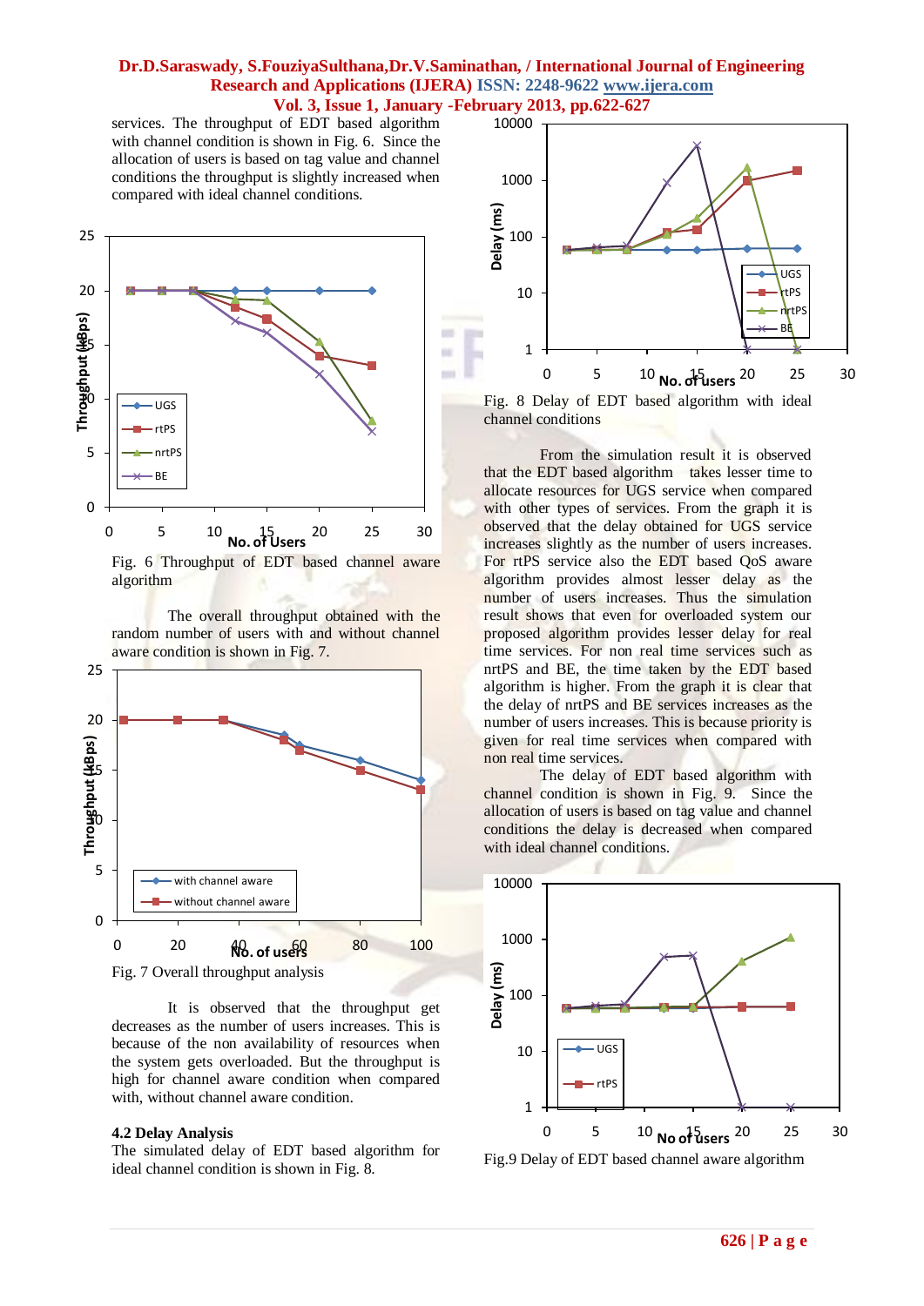services. The throughput of EDT based algorithm with channel condition is shown in Fig. 6. Since the allocation of users is based on tag value and channel conditions the throughput is slightly increased when compared with ideal channel conditions.

Fig. 6 Throughput of EDT based channel aware algorithm

The overall throughput obtained with the random number of users with and without channel aware condition is shown in Fig. 7.

Fig. 7 Overall throughput analysis

It is observed that the throughput get decreases as the number of users increases. This is because of the non availability of resources when the system gets overloaded. But the throughput is high for channel aware condition when compared with, without channel aware condition.

### 4.2 Delay Analysis

The simulated delay of EDT based algorithm for ideal channel condition is shown in Fig. 8.

Fig. 8 Delay of EDT based algorithm with ideal channel conditions

From the simulation result it is observed that the EDT based algorithm takes lesser time to allocate resources for UGS service when compared with other types of services. From the graph it is observed that the delay obtained for UGS service increases slightly as the number of users increases. For rtPS service also the EDT based QoS aware algorithm provides almost lesser delay as the number of users increases. Thus the simulation result shows that even for overloaded system our proposed algorithm provides lesser delay for real time services. For non real time services such as nrtPS and BE, the time taken by the EDT based algorithm is higher. From the graph it is clear that the delay of nrtPS and BE services increases as the number of users increases. This is because priority is given for real time services when compared with non real time services.

The delay of EDT based algorithm with channel condition is shown in Fig. 9. Since the allocation of users is based on tag value and channel conditions the delay is decreased when compared with ideal channel conditions.

Fig.9 Delay of EDT based channel aware algorithm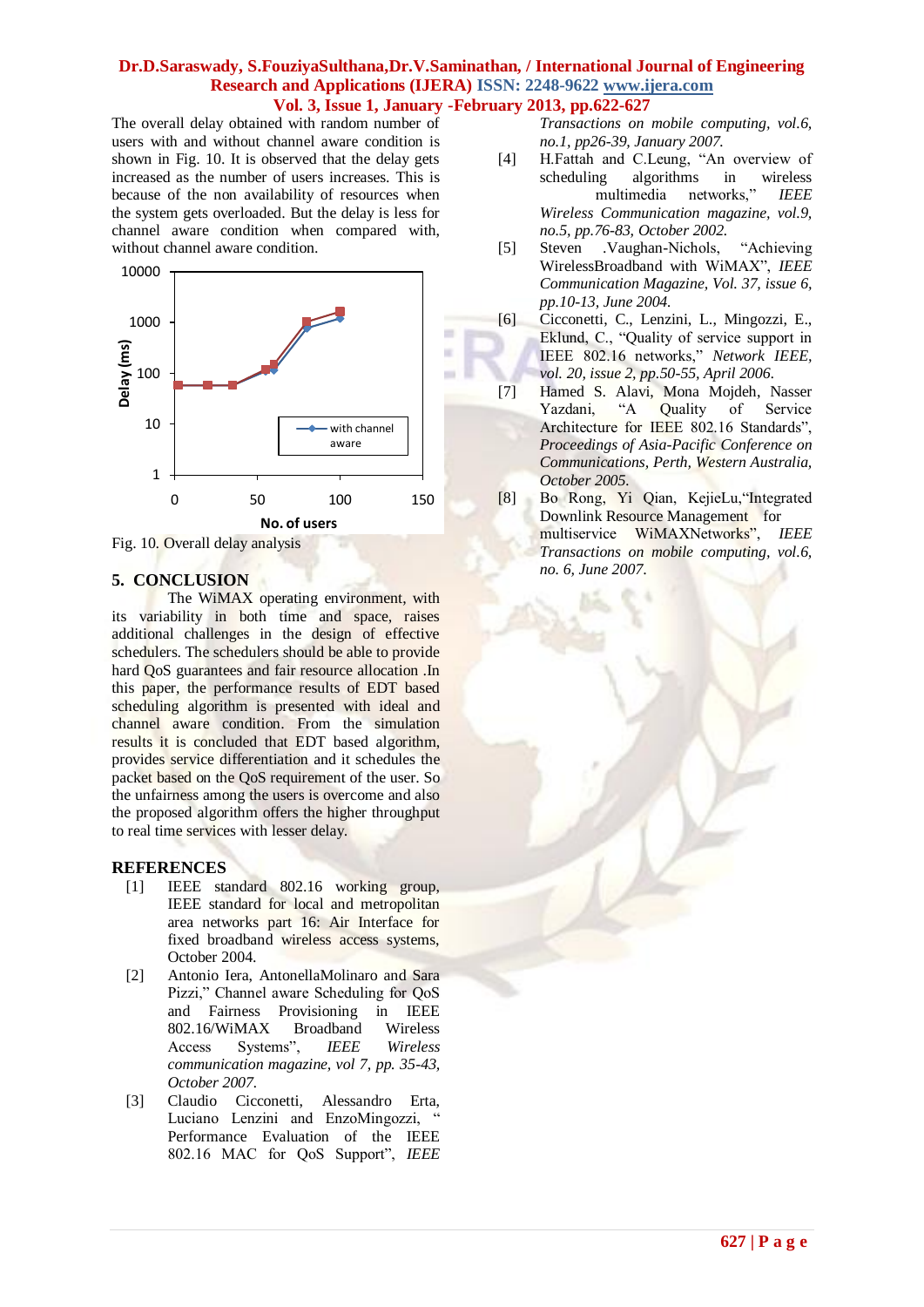The overall delay obtained with random number of users with and without channel aware condition is shown in Fig. 10. It is observed that the delay gets increased as the number of users increases. This is because of the non availability of resources when the system gets overloaded. But the delay is less for channel aware condition when compared with, without channel aware condition.

10000
1000
100
10
1
Delay (ms)
0
50
100
150
No. of users
with channel aware

Fig. 10. Overall delay analysis

## 5. CONCLUSION

The WiMAX operating environment, with its variability in both time and space, raises additional challenges in the design of effective schedulers. The schedulers should be able to provide hard QoS guarantees and fair resource allocation .In this paper, the performance results of EDT based scheduling algorithm is presented with ideal and channel aware condition. From the simulation results it is concluded that EDT based algorithm, provides service differentiation and it schedules the packet based on the QoS requirement of the user. So the unfairness among the users is overcome and also the proposed algorithm offers the higher throughput to real time services with lesser delay.

## REFERENCES

[1] IEEE standard 802.16 working group, IEEE standard for local and metropolitan area networks part 16: Air Interface for fixed broadband wireless access systems, October 2004.

[2] Antonio Iera, AntonellaMolinaro and Sara Pizzi," Channel aware Scheduling for QoS and Fairness Provisioning in IEEE 802.16/WiMAX Broadband Wireless Access Systems", *IEEE Wireless communication magazine, vol 7, pp. 35-43, October 2007.*

[3] Claudio Cicconetti, Alessandro Erta, Luciano Lenzini and EnzoMingozzi, " Performance Evaluation of the IEEE 802.16 MAC for QoS Support", *IEEE Transactions on mobile computing, vol.6, no.1, pp26-39, January 2007.*

[4] H.Fattah and C.Leung, "An overview of scheduling algorithms in wireless multimedia networks," *IEEE Wireless Communication magazine, vol.9, no.5, pp.76-83, October 2002.*

[5] Steven .Vaughan-Nichols, "Achieving WirelessBroadband with WiMAX", *IEEE Communication Magazine, Vol. 37, issue 6, pp.10-13, June 2004.*

[6] Cicconetti, C., Lenzini, L., Mingozzi, E., Eklund, C., "Quality of service support in IEEE 802.16 networks," *Network IEEE, vol. 20, issue 2, pp.50-55, April 2006.*

[7] Hamed S. Alavi, Mona Mojdeh, Nasser Yazdani, "A Quality of Service Architecture for IEEE 802.16 Standards", *Proceedings of Asia-Pacific Conference on Communications, Perth, Western Australia, October 2005.*

[8] Bo Rong, Yi Qian, KejieLu,"Integrated Downlink Resource Management for multiservice WiMAXNetworks", *IEEE Transactions on mobile computing, vol.6, no. 6, June 2007.*